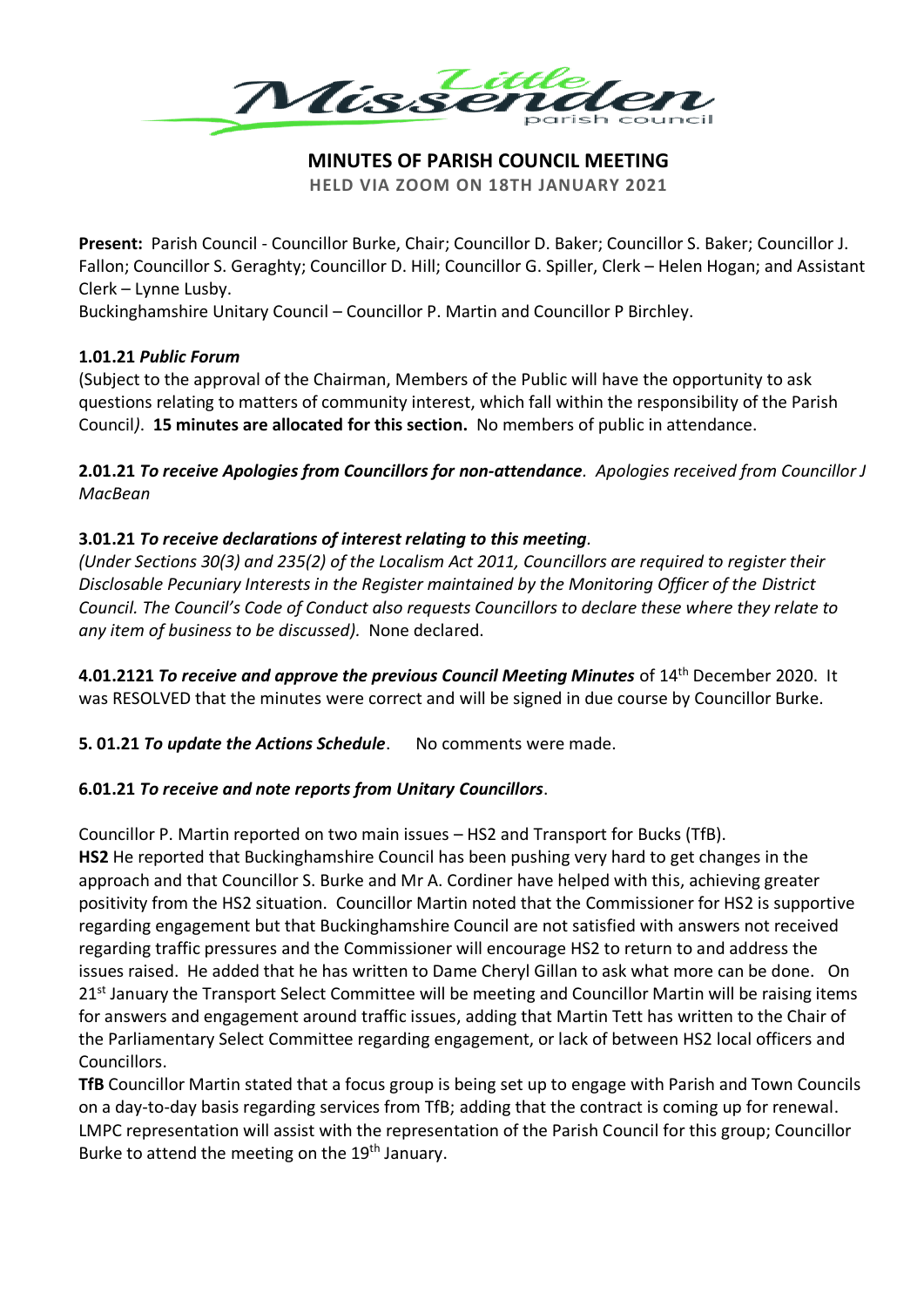# MINUTES OF PARISH COUNCIL MEETING

**HELD VIA ZOOM ON 18TH JANUARY 2021**

**Present:** Parish Council - Councillor Burke, Chair; Councillor D. Baker; Councillor S. Baker; Councillor J. Fallon; Councillor S. Geraghty; Councillor D. Hill; Councillor G. Spiller, Clerk – Helen Hogan; and Assistant Clerk – Lynne Lusby.

Buckinghamshire Unitary Council – Councillor P. Martin and Councillor P Birchley.

**1.01.21** ***Public Forum***

(Subject to the approval of the Chairman, Members of the Public will have the opportunity to ask questions relating to matters of community interest, which fall within the responsibility of the Parish Council*)*. **15 minutes are allocated for this section.** No members of public in attendance.

**2.01.21** ***To receive Apologies from Councillors for non-attendance****. Apologies received from Councillor J MacBean*

**3.01.21** ***To receive declarations of interest relating to this meeting****.*

*(Under Sections 30(3) and 235(2) of the Localism Act 2011, Councillors are required to register their Disclosable Pecuniary Interests in the Register maintained by the Monitoring Officer of the District Council. The Council's Code of Conduct also requests Councillors to declare these where they relate to any item of business to be discussed).* None declared.

***4.01.2121 To receive and approve the previous Council Meeting Minutes*** of 14th December 2020. It was RESOLVED that the minutes were correct and will be signed in due course by Councillor Burke.

**5. 01.21** ***To update the Actions Schedule***. No comments were made.

**6.01.21** ***To receive and note reports from Unitary Councillors***.

Councillor P. Martin reported on two main issues – HS2 and Transport for Bucks (TfB).

**HS2** He reported that Buckinghamshire Council has been pushing very hard to get changes in the approach and that Councillor S. Burke and Mr A. Cordiner have helped with this, achieving greater positivity from the HS2 situation. Councillor Martin noted that the Commissioner for HS2 is supportive regarding engagement but that Buckinghamshire Council are not satisfied with answers not received regarding traffic pressures and the Commissioner will encourage HS2 to return to and address the issues raised. He added that he has written to Dame Cheryl Gillan to ask what more can be done. On 21st January the Transport Select Committee will be meeting and Councillor Martin will be raising items for answers and engagement around traffic issues, adding that Martin Tett has written to the Chair of the Parliamentary Select Committee regarding engagement, or lack of between HS2 local officers and Councillors.

**TfB** Councillor Martin stated that a focus group is being set up to engage with Parish and Town Councils on a day-to-day basis regarding services from TfB; adding that the contract is coming up for renewal. LMPC representation will assist with the representation of the Parish Council for this group; Councillor Burke to attend the meeting on the 19th January.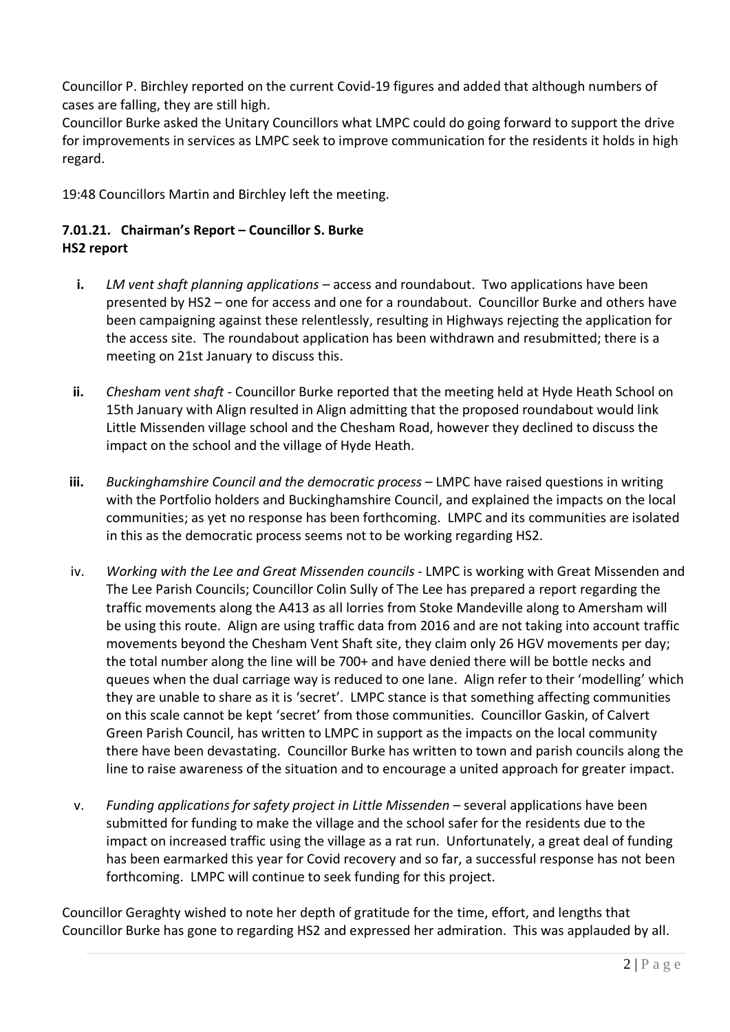Councillor P. Birchley reported on the current Covid-19 figures and added that although numbers of cases are falling, they are still high.

Councillor Burke asked the Unitary Councillors what LMPC could do going forward to support the drive for improvements in services as LMPC seek to improve communication for the residents it holds in high regard.

19:48 Councillors Martin and Birchley left the meeting.

### 7.01.21. Chairman's Report – Councillor S. Burke

**HS2 report**

- **i.** *LM vent shaft planning applications* – access and roundabout. Two applications have been presented by HS2 – one for access and one for a roundabout. Councillor Burke and others have been campaigning against these relentlessly, resulting in Highways rejecting the application for the access site. The roundabout application has been withdrawn and resubmitted; there is a meeting on 21st January to discuss this.

- **ii.** *Chesham vent shaft* - Councillor Burke reported that the meeting held at Hyde Heath School on 15th January with Align resulted in Align admitting that the proposed roundabout would link Little Missenden village school and the Chesham Road, however they declined to discuss the impact on the school and the village of Hyde Heath.

- **iii.** *Buckinghamshire Council and the democratic process* – LMPC have raised questions in writing with the Portfolio holders and Buckinghamshire Council, and explained the impacts on the local communities; as yet no response has been forthcoming. LMPC and its communities are isolated in this as the democratic process seems not to be working regarding HS2.

- iv. *Working with the Lee and Great Missenden councils* - LMPC is working with Great Missenden and The Lee Parish Councils; Councillor Colin Sully of The Lee has prepared a report regarding the traffic movements along the A413 as all lorries from Stoke Mandeville along to Amersham will be using this route. Align are using traffic data from 2016 and are not taking into account traffic movements beyond the Chesham Vent Shaft site, they claim only 26 HGV movements per day; the total number along the line will be 700+ and have denied there will be bottle necks and queues when the dual carriage way is reduced to one lane. Align refer to their 'modelling' which they are unable to share as it is 'secret'. LMPC stance is that something affecting communities on this scale cannot be kept 'secret' from those communities. Councillor Gaskin, of Calvert Green Parish Council, has written to LMPC in support as the impacts on the local community there have been devastating. Councillor Burke has written to town and parish councils along the line to raise awareness of the situation and to encourage a united approach for greater impact.

- v. *Funding applications for safety project in Little Missenden* – several applications have been submitted for funding to make the village and the school safer for the residents due to the impact on increased traffic using the village as a rat run. Unfortunately, a great deal of funding has been earmarked this year for Covid recovery and so far, a successful response has not been forthcoming. LMPC will continue to seek funding for this project.

Councillor Geraghty wished to note her depth of gratitude for the time, effort, and lengths that Councillor Burke has gone to regarding HS2 and expressed her admiration. This was applauded by all.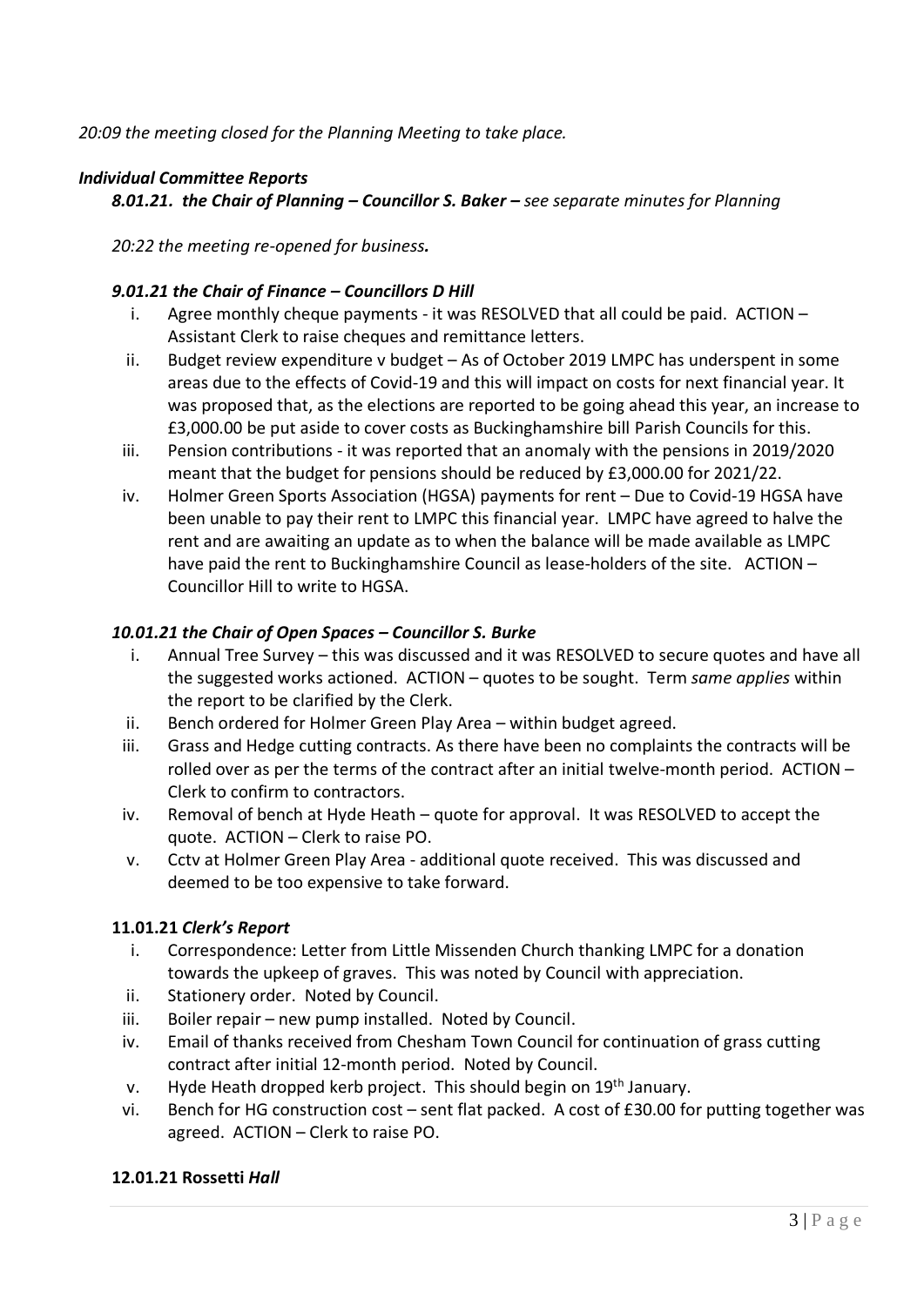*20:09 the meeting closed for the Planning Meeting to take place.*

***Individual Committee Reports***

***8.01.21. the Chair of Planning – Councillor S. Baker –*** *see separate minutes for Planning*

*20:22 the meeting re-opened for business.*

***9.01.21 the Chair of Finance – Councillors D Hill***

i. Agree monthly cheque payments - it was RESOLVED that all could be paid. ACTION – Assistant Clerk to raise cheques and remittance letters.
ii. Budget review expenditure v budget – As of October 2019 LMPC has underspent in some areas due to the effects of Covid-19 and this will impact on costs for next financial year. It was proposed that, as the elections are reported to be going ahead this year, an increase to £3,000.00 be put aside to cover costs as Buckinghamshire bill Parish Councils for this.
iii. Pension contributions - it was reported that an anomaly with the pensions in 2019/2020 meant that the budget for pensions should be reduced by £3,000.00 for 2021/22.
iv. Holmer Green Sports Association (HGSA) payments for rent – Due to Covid-19 HGSA have been unable to pay their rent to LMPC this financial year. LMPC have agreed to halve the rent and are awaiting an update as to when the balance will be made available as LMPC have paid the rent to Buckinghamshire Council as lease-holders of the site. ACTION – Councillor Hill to write to HGSA.

***10.01.21 the Chair of Open Spaces – Councillor S. Burke***

i. Annual Tree Survey – this was discussed and it was RESOLVED to secure quotes and have all the suggested works actioned. ACTION – quotes to be sought. Term *same applies* within the report to be clarified by the Clerk.
ii. Bench ordered for Holmer Green Play Area – within budget agreed.
iii. Grass and Hedge cutting contracts. As there have been no complaints the contracts will be rolled over as per the terms of the contract after an initial twelve-month period. ACTION – Clerk to confirm to contractors.
iv. Removal of bench at Hyde Heath – quote for approval. It was RESOLVED to accept the quote. ACTION – Clerk to raise PO.
v. Cctv at Holmer Green Play Area - additional quote received. This was discussed and deemed to be too expensive to take forward.

**11.01.21 *Clerk's Report***

i. Correspondence: Letter from Little Missenden Church thanking LMPC for a donation towards the upkeep of graves. This was noted by Council with appreciation.
ii. Stationery order. Noted by Council.
iii. Boiler repair – new pump installed. Noted by Council.
iv. Email of thanks received from Chesham Town Council for continuation of grass cutting contract after initial 12-month period. Noted by Council.
v. Hyde Heath dropped kerb project. This should begin on 19th January.
vi. Bench for HG construction cost – sent flat packed. A cost of £30.00 for putting together was agreed. ACTION – Clerk to raise PO.

**12.01.21 Rossetti *Hall***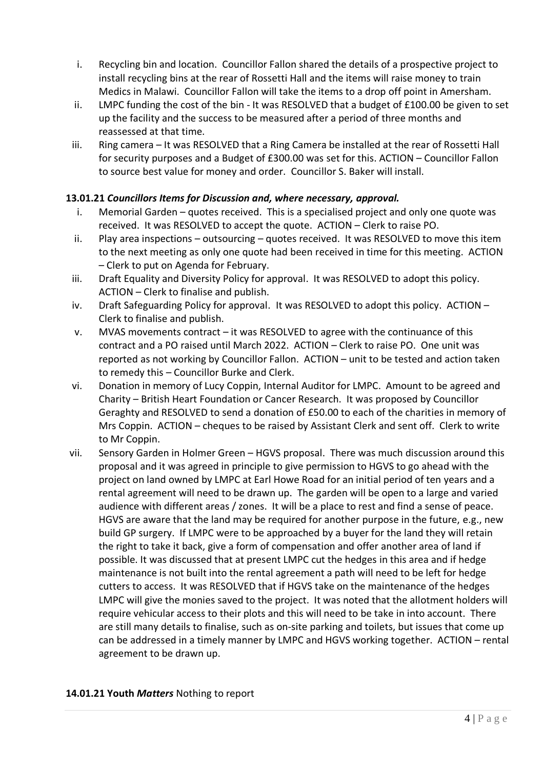i. Recycling bin and location. Councillor Fallon shared the details of a prospective project to install recycling bins at the rear of Rossetti Hall and the items will raise money to train Medics in Malawi. Councillor Fallon will take the items to a drop off point in Amersham.
ii. LMPC funding the cost of the bin - It was RESOLVED that a budget of £100.00 be given to set up the facility and the success to be measured after a period of three months and reassessed at that time.
iii. Ring camera – It was RESOLVED that a Ring Camera be installed at the rear of Rossetti Hall for security purposes and a Budget of £300.00 was set for this. ACTION – Councillor Fallon to source best value for money and order. Councillor S. Baker will install.

**13.01.21 *Councillors Items for Discussion and, where necessary, approval.***

i. Memorial Garden – quotes received. This is a specialised project and only one quote was received. It was RESOLVED to accept the quote. ACTION – Clerk to raise PO.
ii. Play area inspections – outsourcing – quotes received. It was RESOLVED to move this item to the next meeting as only one quote had been received in time for this meeting. ACTION – Clerk to put on Agenda for February.
iii. Draft Equality and Diversity Policy for approval. It was RESOLVED to adopt this policy. ACTION – Clerk to finalise and publish.
iv. Draft Safeguarding Policy for approval. It was RESOLVED to adopt this policy. ACTION – Clerk to finalise and publish.
v. MVAS movements contract – it was RESOLVED to agree with the continuance of this contract and a PO raised until March 2022. ACTION – Clerk to raise PO. One unit was reported as not working by Councillor Fallon. ACTION – unit to be tested and action taken to remedy this – Councillor Burke and Clerk.
vi. Donation in memory of Lucy Coppin, Internal Auditor for LMPC. Amount to be agreed and Charity – British Heart Foundation or Cancer Research. It was proposed by Councillor Geraghty and RESOLVED to send a donation of £50.00 to each of the charities in memory of Mrs Coppin. ACTION – cheques to be raised by Assistant Clerk and sent off. Clerk to write to Mr Coppin.
vii. Sensory Garden in Holmer Green – HGVS proposal. There was much discussion around this proposal and it was agreed in principle to give permission to HGVS to go ahead with the project on land owned by LMPC at Earl Howe Road for an initial period of ten years and a rental agreement will need to be drawn up. The garden will be open to a large and varied audience with different areas / zones. It will be a place to rest and find a sense of peace. HGVS are aware that the land may be required for another purpose in the future, e.g., new build GP surgery. If LMPC were to be approached by a buyer for the land they will retain the right to take it back, give a form of compensation and offer another area of land if possible. It was discussed that at present LMPC cut the hedges in this area and if hedge maintenance is not built into the rental agreement a path will need to be left for hedge cutters to access. It was RESOLVED that if HGVS take on the maintenance of the hedges LMPC will give the monies saved to the project. It was noted that the allotment holders will require vehicular access to their plots and this will need to be take in into account. There are still many details to finalise, such as on-site parking and toilets, but issues that come up can be addressed in a timely manner by LMPC and HGVS working together. ACTION – rental agreement to be drawn up.

**14.01.21 Youth *Matters*** Nothing to report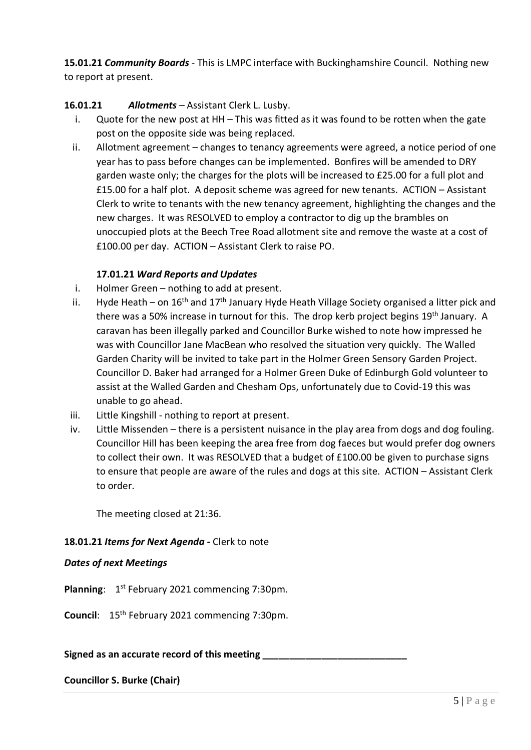**15.01.21** ***Community Boards*** - This is LMPC interface with Buckinghamshire Council. Nothing new to report at present.

**16.01.21** ***Allotments*** – Assistant Clerk L. Lusby.

i. Quote for the new post at HH – This was fitted as it was found to be rotten when the gate post on the opposite side was being replaced.
ii. Allotment agreement – changes to tenancy agreements were agreed, a notice period of one year has to pass before changes can be implemented. Bonfires will be amended to DRY garden waste only; the charges for the plots will be increased to £25.00 for a full plot and £15.00 for a half plot. A deposit scheme was agreed for new tenants. ACTION – Assistant Clerk to write to tenants with the new tenancy agreement, highlighting the changes and the new charges. It was RESOLVED to employ a contractor to dig up the brambles on unoccupied plots at the Beech Tree Road allotment site and remove the waste at a cost of £100.00 per day. ACTION – Assistant Clerk to raise PO.

**17.01.21** ***Ward Reports and Updates***

i. Holmer Green – nothing to add at present.
ii. Hyde Heath – on 16th and 17th January Hyde Heath Village Society organised a litter pick and there was a 50% increase in turnout for this. The drop kerb project begins 19th January. A caravan has been illegally parked and Councillor Burke wished to note how impressed he was with Councillor Jane MacBean who resolved the situation very quickly. The Walled Garden Charity will be invited to take part in the Holmer Green Sensory Garden Project. Councillor D. Baker had arranged for a Holmer Green Duke of Edinburgh Gold volunteer to assist at the Walled Garden and Chesham Ops, unfortunately due to Covid-19 this was unable to go ahead.
iii. Little Kingshill - nothing to report at present.
iv. Little Missenden – there is a persistent nuisance in the play area from dogs and dog fouling. Councillor Hill has been keeping the area free from dog faeces but would prefer dog owners to collect their own. It was RESOLVED that a budget of £100.00 be given to purchase signs to ensure that people are aware of the rules and dogs at this site. ACTION – Assistant Clerk to order.

The meeting closed at 21:36.

**18.01.21** ***Items for Next Agenda*** **-** Clerk to note

***Dates of next Meetings***

**Planning**: 1st February 2021 commencing 7:30pm.

**Council**: 15th February 2021 commencing 7:30pm.

**Signed as an accurate record of this meeting \_\_\_\_\_\_\_\_\_\_\_\_\_\_\_\_\_\_\_\_\_\_\_\_\_\_\_\_**

**Councillor S. Burke (Chair)**